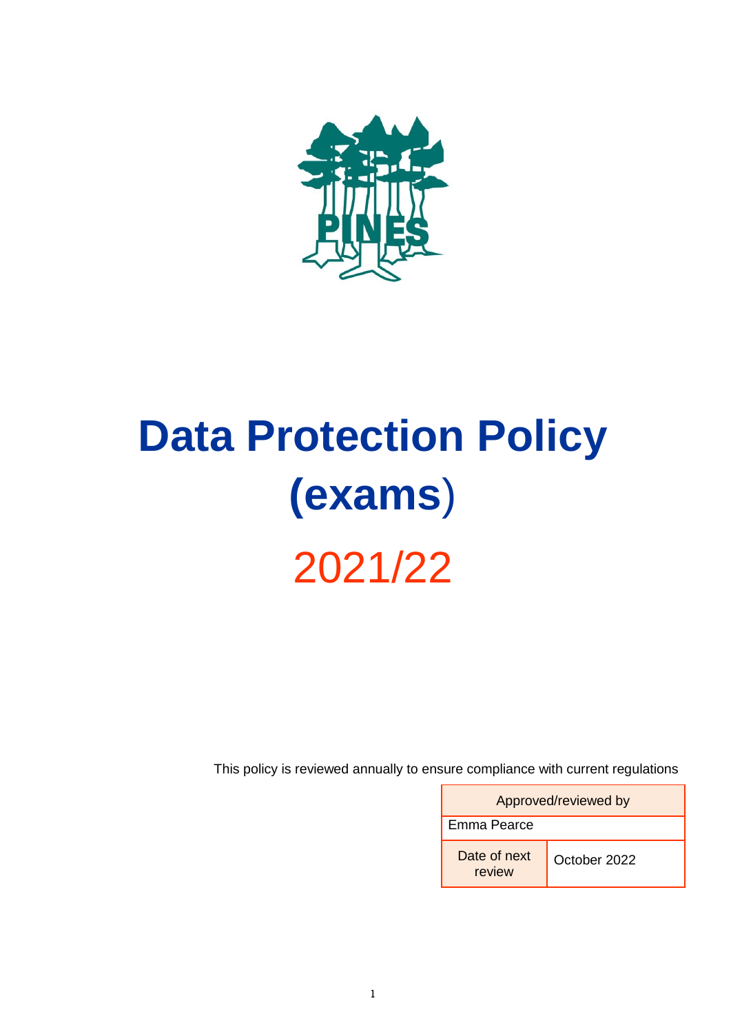PINES

# Data Protection Policy (exams)

## 2021/22

This policy is reviewed annually to ensure compliance with current regulations

| Approved/reviewed by | |
|---|---|
| Emma Pearce | |
| Date of next review | October 2022 |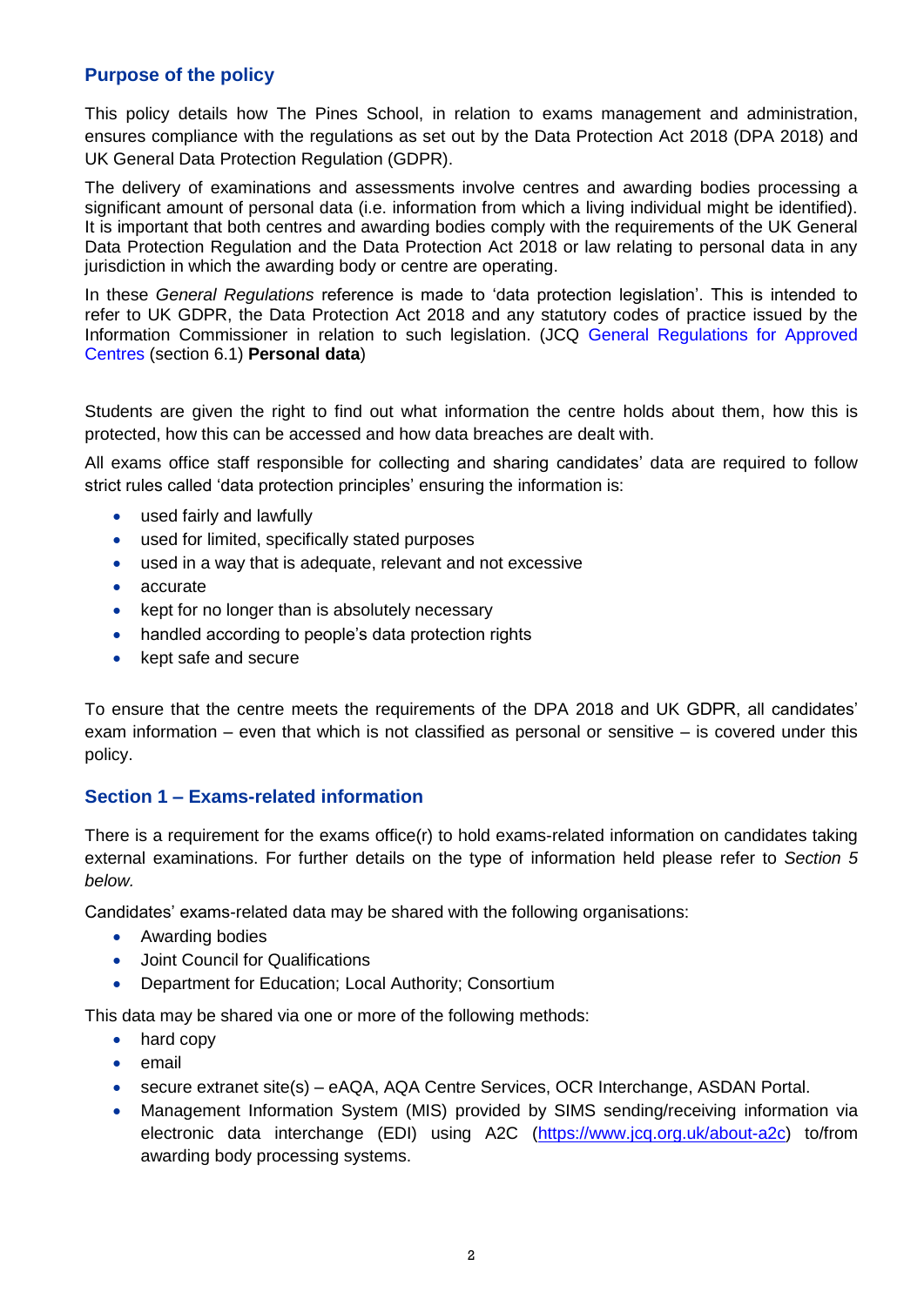## Purpose of the policy

This policy details how The Pines School, in relation to exams management and administration, ensures compliance with the regulations as set out by the Data Protection Act 2018 (DPA 2018) and UK General Data Protection Regulation (GDPR).

The delivery of examinations and assessments involve centres and awarding bodies processing a significant amount of personal data (i.e. information from which a living individual might be identified). It is important that both centres and awarding bodies comply with the requirements of the UK General Data Protection Regulation and the Data Protection Act 2018 or law relating to personal data in any jurisdiction in which the awarding body or centre are operating.

In these *General Regulations* reference is made to 'data protection legislation'. This is intended to refer to UK GDPR, the Data Protection Act 2018 and any statutory codes of practice issued by the Information Commissioner in relation to such legislation. (JCQ General Regulations for Approved Centres (section 6.1) **Personal data**)

Students are given the right to find out what information the centre holds about them, how this is protected, how this can be accessed and how data breaches are dealt with.

All exams office staff responsible for collecting and sharing candidates' data are required to follow strict rules called 'data protection principles' ensuring the information is:

- used fairly and lawfully
- used for limited, specifically stated purposes
- used in a way that is adequate, relevant and not excessive
- accurate
- kept for no longer than is absolutely necessary
- handled according to people's data protection rights
- kept safe and secure

To ensure that the centre meets the requirements of the DPA 2018 and UK GDPR, all candidates' exam information – even that which is not classified as personal or sensitive – is covered under this policy.

## Section 1 – Exams-related information

There is a requirement for the exams office(r) to hold exams-related information on candidates taking external examinations. For further details on the type of information held please refer to *Section 5 below.*

Candidates' exams-related data may be shared with the following organisations:

- Awarding bodies
- Joint Council for Qualifications
- Department for Education; Local Authority; Consortium

This data may be shared via one or more of the following methods:

- hard copy
- email
- secure extranet site(s) – eAQA, AQA Centre Services, OCR Interchange, ASDAN Portal.
- Management Information System (MIS) provided by SIMS sending/receiving information via electronic data interchange (EDI) using A2C (https://www.jcq.org.uk/about-a2c) to/from awarding body processing systems.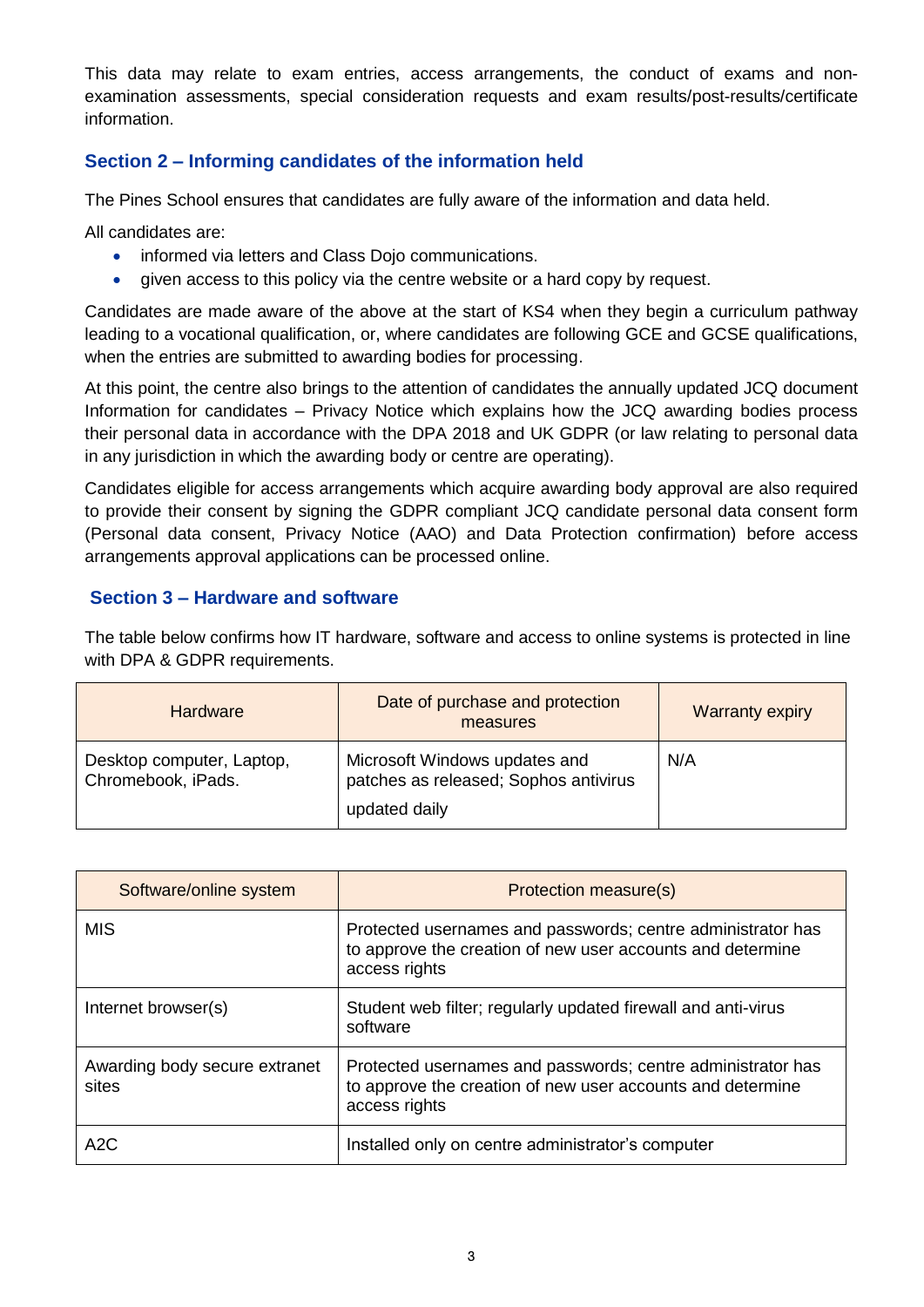This data may relate to exam entries, access arrangements, the conduct of exams and non-examination assessments, special consideration requests and exam results/post-results/certificate information.

## Section 2 – Informing candidates of the information held

The Pines School ensures that candidates are fully aware of the information and data held.

All candidates are:

- informed via letters and Class Dojo communications.
- given access to this policy via the centre website or a hard copy by request.

Candidates are made aware of the above at the start of KS4 when they begin a curriculum pathway leading to a vocational qualification, or, where candidates are following GCE and GCSE qualifications, when the entries are submitted to awarding bodies for processing.

At this point, the centre also brings to the attention of candidates the annually updated JCQ document Information for candidates – Privacy Notice which explains how the JCQ awarding bodies process their personal data in accordance with the DPA 2018 and UK GDPR (or law relating to personal data in any jurisdiction in which the awarding body or centre are operating).

Candidates eligible for access arrangements which acquire awarding body approval are also required to provide their consent by signing the GDPR compliant JCQ candidate personal data consent form (Personal data consent, Privacy Notice (AAO) and Data Protection confirmation) before access arrangements approval applications can be processed online.

## Section 3 – Hardware and software

The table below confirms how IT hardware, software and access to online systems is protected in line with DPA & GDPR requirements.

| Hardware | Date of purchase and protection measures | Warranty expiry |
|---|---|---|
| Desktop computer, Laptop, Chromebook, iPads. | Microsoft Windows updates and patches as released; Sophos antivirus updated daily | N/A |

| Software/online system | Protection measure(s) |
|---|---|
| MIS | Protected usernames and passwords; centre administrator has to approve the creation of new user accounts and determine access rights |
| Internet browser(s) | Student web filter; regularly updated firewall and anti-virus software |
| Awarding body secure extranet sites | Protected usernames and passwords; centre administrator has to approve the creation of new user accounts and determine access rights |
| A2C | Installed only on centre administrator's computer |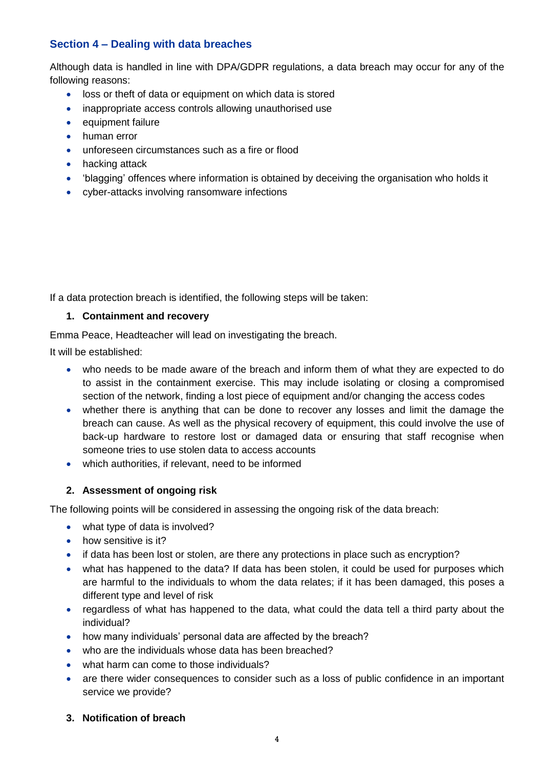## Section 4 – Dealing with data breaches

Although data is handled in line with DPA/GDPR regulations, a data breach may occur for any of the following reasons:

- loss or theft of data or equipment on which data is stored
- inappropriate access controls allowing unauthorised use
- equipment failure
- human error
- unforeseen circumstances such as a fire or flood
- hacking attack
- 'blagging' offences where information is obtained by deceiving the organisation who holds it
- cyber-attacks involving ransomware infections

If a data protection breach is identified, the following steps will be taken:

1. **Containment and recovery**

Emma Peace, Headteacher will lead on investigating the breach.

It will be established:

- who needs to be made aware of the breach and inform them of what they are expected to do to assist in the containment exercise. This may include isolating or closing a compromised section of the network, finding a lost piece of equipment and/or changing the access codes
- whether there is anything that can be done to recover any losses and limit the damage the breach can cause. As well as the physical recovery of equipment, this could involve the use of back-up hardware to restore lost or damaged data or ensuring that staff recognise when someone tries to use stolen data to access accounts
- which authorities, if relevant, need to be informed

2. **Assessment of ongoing risk**

The following points will be considered in assessing the ongoing risk of the data breach:

- what type of data is involved?
- how sensitive is it?
- if data has been lost or stolen, are there any protections in place such as encryption?
- what has happened to the data? If data has been stolen, it could be used for purposes which are harmful to the individuals to whom the data relates; if it has been damaged, this poses a different type and level of risk
- regardless of what has happened to the data, what could the data tell a third party about the individual?
- how many individuals' personal data are affected by the breach?
- who are the individuals whose data has been breached?
- what harm can come to those individuals?
- are there wider consequences to consider such as a loss of public confidence in an important service we provide?

3. **Notification of breach**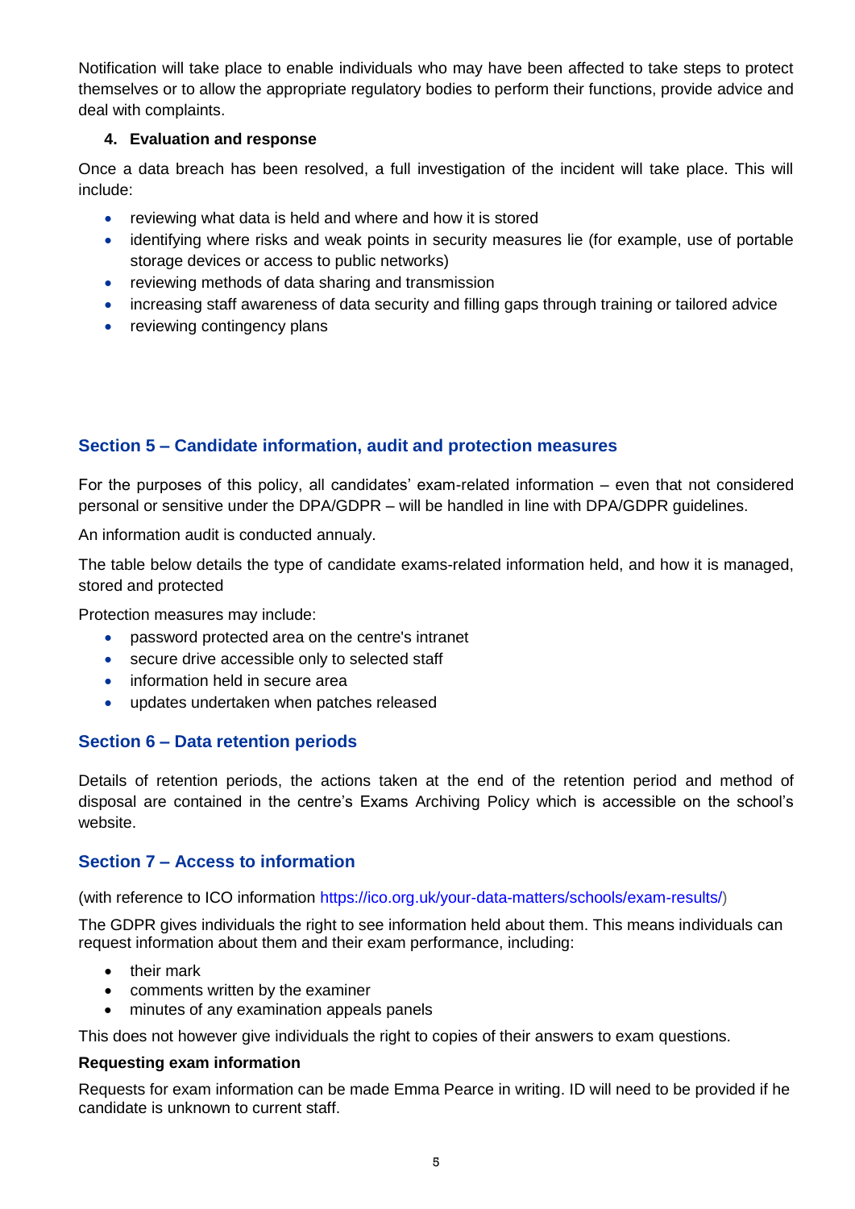Notification will take place to enable individuals who may have been affected to take steps to protect themselves or to allow the appropriate regulatory bodies to perform their functions, provide advice and deal with complaints.

**4. Evaluation and response**

Once a data breach has been resolved, a full investigation of the incident will take place. This will include:

- reviewing what data is held and where and how it is stored
- identifying where risks and weak points in security measures lie (for example, use of portable storage devices or access to public networks)
- reviewing methods of data sharing and transmission
- increasing staff awareness of data security and filling gaps through training or tailored advice
- reviewing contingency plans

## Section 5 – Candidate information, audit and protection measures

For the purposes of this policy, all candidates' exam-related information – even that not considered personal or sensitive under the DPA/GDPR – will be handled in line with DPA/GDPR guidelines.

An information audit is conducted annualy.

The table below details the type of candidate exams-related information held, and how it is managed, stored and protected

Protection measures may include:

- password protected area on the centre's intranet
- secure drive accessible only to selected staff
- information held in secure area
- updates undertaken when patches released

## Section 6 – Data retention periods

Details of retention periods, the actions taken at the end of the retention period and method of disposal are contained in the centre's Exams Archiving Policy which is accessible on the school's website.

## Section 7 – Access to information

(with reference to ICO information https://ico.org.uk/your-data-matters/schools/exam-results/)

The GDPR gives individuals the right to see information held about them. This means individuals can request information about them and their exam performance, including:

- their mark
- comments written by the examiner
- minutes of any examination appeals panels

This does not however give individuals the right to copies of their answers to exam questions.

**Requesting exam information**

Requests for exam information can be made Emma Pearce in writing. ID will need to be provided if he candidate is unknown to current staff.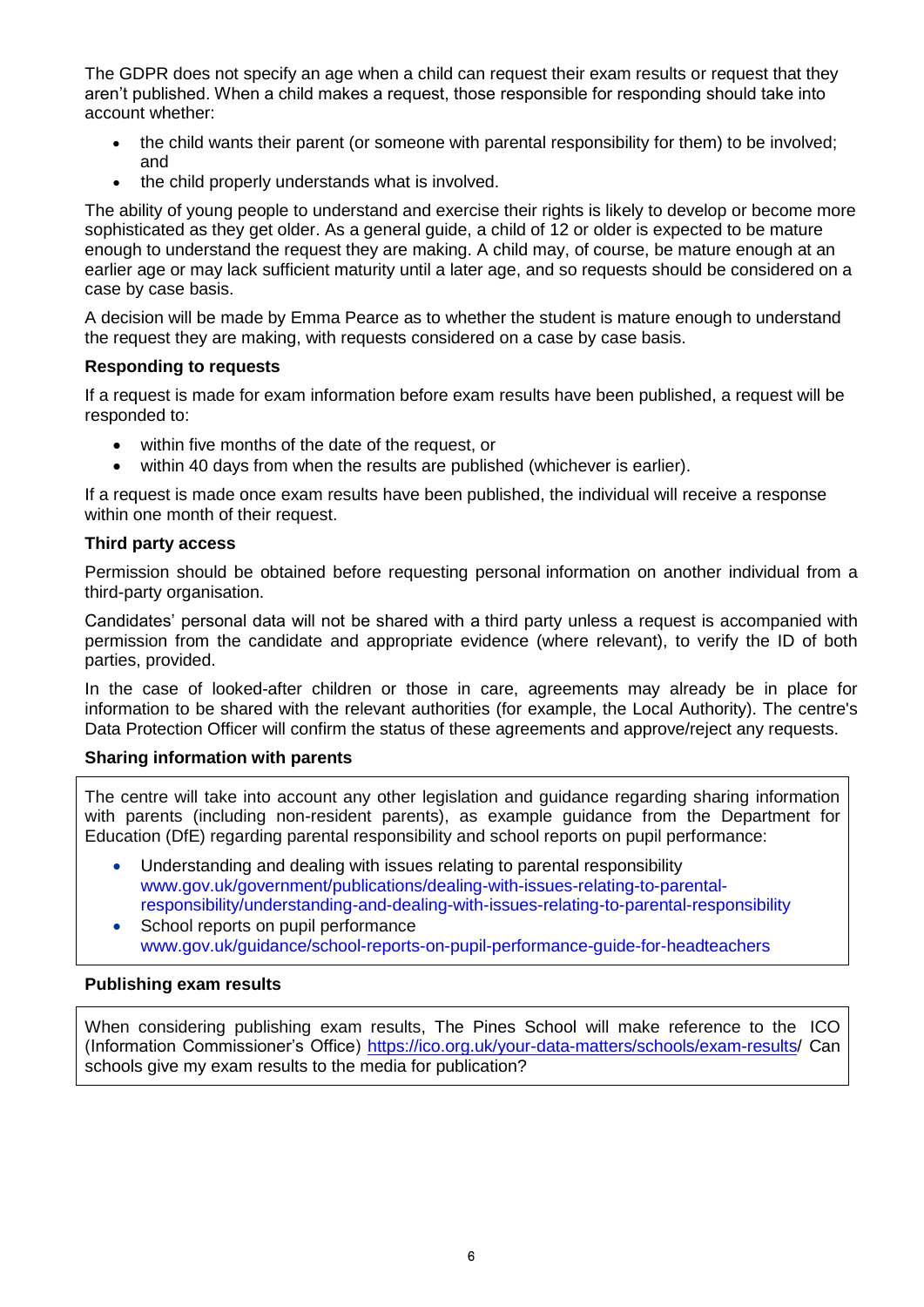The GDPR does not specify an age when a child can request their exam results or request that they aren't published. When a child makes a request, those responsible for responding should take into account whether:

- the child wants their parent (or someone with parental responsibility for them) to be involved; and
- the child properly understands what is involved.

The ability of young people to understand and exercise their rights is likely to develop or become more sophisticated as they get older. As a general guide, a child of 12 or older is expected to be mature enough to understand the request they are making. A child may, of course, be mature enough at an earlier age or may lack sufficient maturity until a later age, and so requests should be considered on a case by case basis.

A decision will be made by Emma Pearce as to whether the student is mature enough to understand the request they are making, with requests considered on a case by case basis.

**Responding to requests**

If a request is made for exam information before exam results have been published, a request will be responded to:

- within five months of the date of the request, or
- within 40 days from when the results are published (whichever is earlier).

If a request is made once exam results have been published, the individual will receive a response within one month of their request.

**Third party access**

Permission should be obtained before requesting personal information on another individual from a third-party organisation.

Candidates' personal data will not be shared with a third party unless a request is accompanied with permission from the candidate and appropriate evidence (where relevant), to verify the ID of both parties, provided.

In the case of looked-after children or those in care, agreements may already be in place for information to be shared with the relevant authorities (for example, the Local Authority). The centre's Data Protection Officer will confirm the status of these agreements and approve/reject any requests.

**Sharing information with parents**

The centre will take into account any other legislation and guidance regarding sharing information with parents (including non-resident parents), as example guidance from the Department for Education (DfE) regarding parental responsibility and school reports on pupil performance:

- Understanding and dealing with issues relating to parental responsibility
  www.gov.uk/government/publications/dealing-with-issues-relating-to-parental-responsibility/understanding-and-dealing-with-issues-relating-to-parental-responsibility
- School reports on pupil performance
  www.gov.uk/guidance/school-reports-on-pupil-performance-guide-for-headteachers

**Publishing exam results**

When considering publishing exam results, The Pines School will make reference to the ICO (Information Commissioner's Office) https://ico.org.uk/your-data-matters/schools/exam-results/ Can schools give my exam results to the media for publication?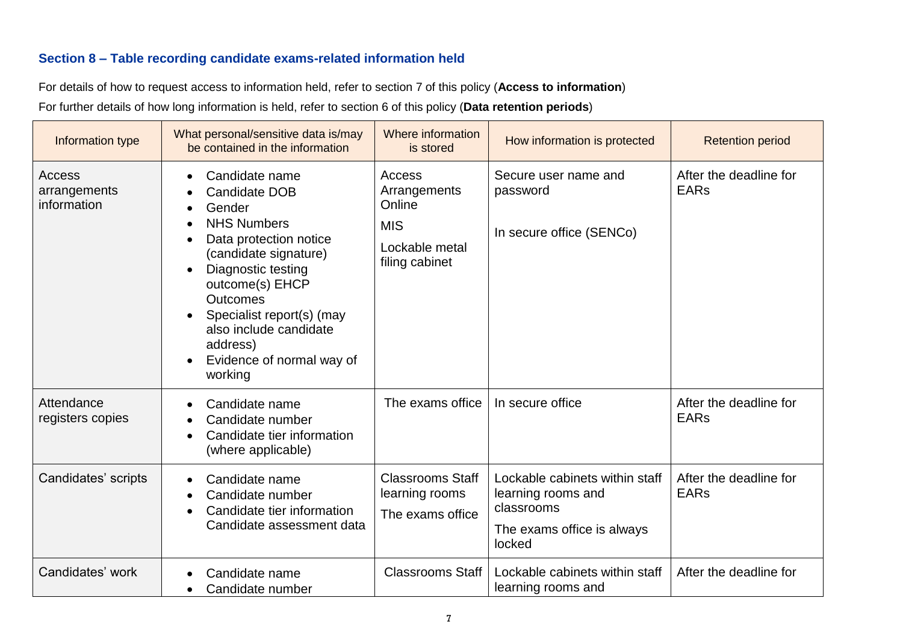### Section 8 – Table recording candidate exams-related information held

For details of how to request access to information held, refer to section 7 of this policy (**Access to information**)

For further details of how long information is held, refer to section 6 of this policy (**Data retention periods**)

| Information type | What personal/sensitive data is/may be contained in the information | Where information is stored | How information is protected | Retention period |
|---|---|---|---|---|
| Access arrangements information | • Candidate name<br>• Candidate DOB<br>• Gender<br>• NHS Numbers<br>• Data protection notice (candidate signature)<br>• Diagnostic testing outcome(s) EHCP Outcomes<br>• Specialist report(s) (may also include candidate address)<br>• Evidence of normal way of working | Access Arrangements Online<br>MIS<br>Lockable metal filing cabinet | Secure user name and password<br>In secure office (SENCo) | After the deadline for EARs |
| Attendance registers copies | • Candidate name<br>• Candidate number<br>• Candidate tier information (where applicable) | The exams office | In secure office | After the deadline for EARs |
| Candidates' scripts | • Candidate name<br>• Candidate number<br>• Candidate tier information Candidate assessment data | Classrooms Staff learning rooms<br>The exams office | Lockable cabinets within staff learning rooms and classrooms<br>The exams office is always locked | After the deadline for EARs |
| Candidates' work | • Candidate name<br>• Candidate number | Classrooms Staff | Lockable cabinets within staff learning rooms and | After the deadline for |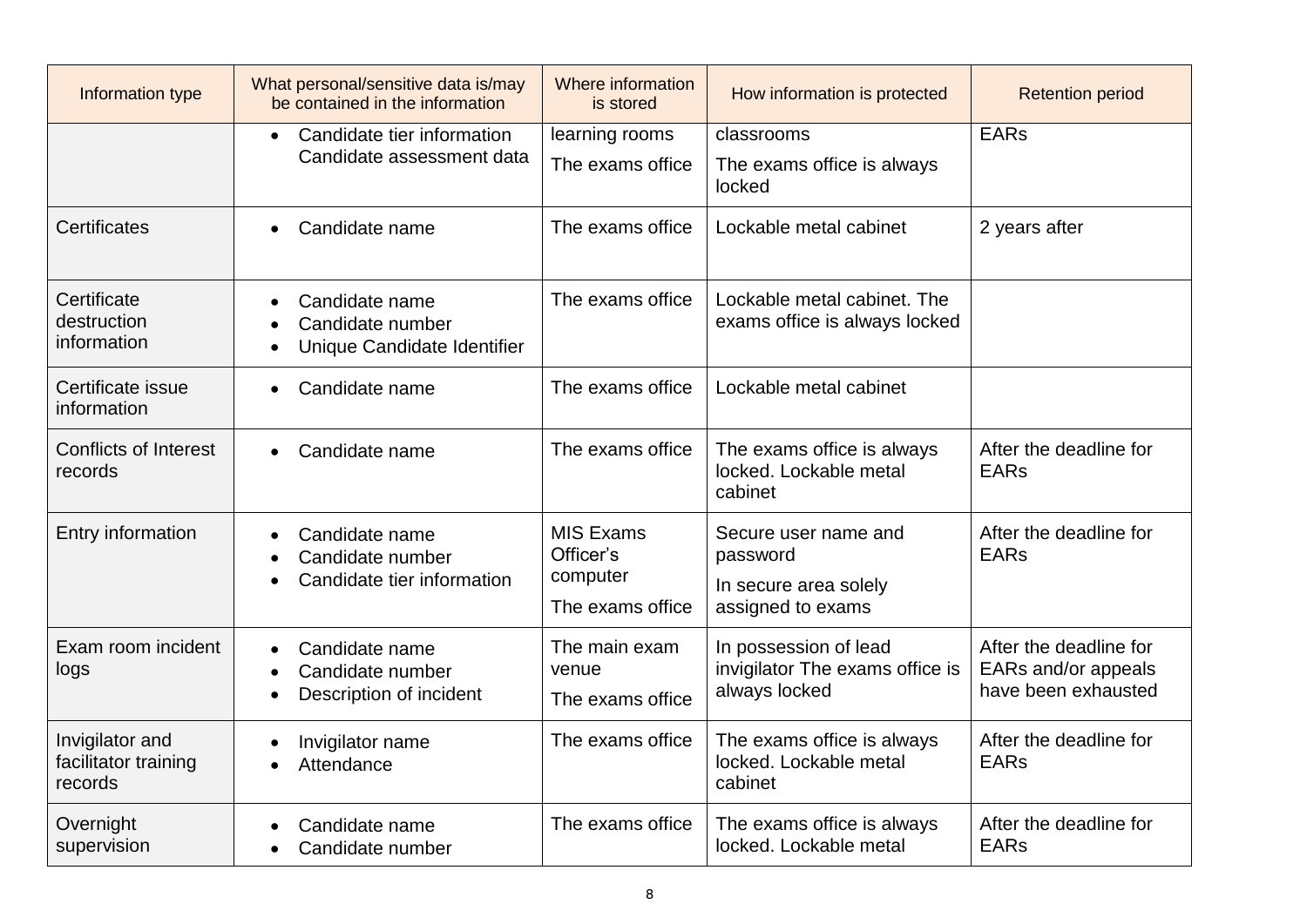| Information type | What personal/sensitive data is/may be contained in the information | Where information is stored | How information is protected | Retention period |
|---|---|---|---|---|
| | • Candidate tier information<br>Candidate assessment data | learning rooms<br>The exams office | classrooms<br>The exams office is always locked | EARs |
| Certificates | • Candidate name | The exams office | Lockable metal cabinet | 2 years after |
| Certificate destruction information | • Candidate name<br>• Candidate number<br>• Unique Candidate Identifier | The exams office | Lockable metal cabinet. The exams office is always locked | |
| Certificate issue information | • Candidate name | The exams office | Lockable metal cabinet | |
| Conflicts of Interest records | • Candidate name | The exams office | The exams office is always locked. Lockable metal cabinet | After the deadline for EARs |
| Entry information | • Candidate name<br>• Candidate number<br>• Candidate tier information | MIS Exams Officer's computer<br>The exams office | Secure user name and password<br>In secure area solely assigned to exams | After the deadline for EARs |
| Exam room incident logs | • Candidate name<br>• Candidate number<br>• Description of incident | The main exam venue<br>The exams office | In possession of lead invigilator The exams office is always locked | After the deadline for EARs and/or appeals have been exhausted |
| Invigilator and facilitator training records | • Invigilator name<br>• Attendance | The exams office | The exams office is always locked. Lockable metal cabinet | After the deadline for EARs |
| Overnight supervision | • Candidate name<br>• Candidate number | The exams office | The exams office is always locked. Lockable metal | After the deadline for EARs |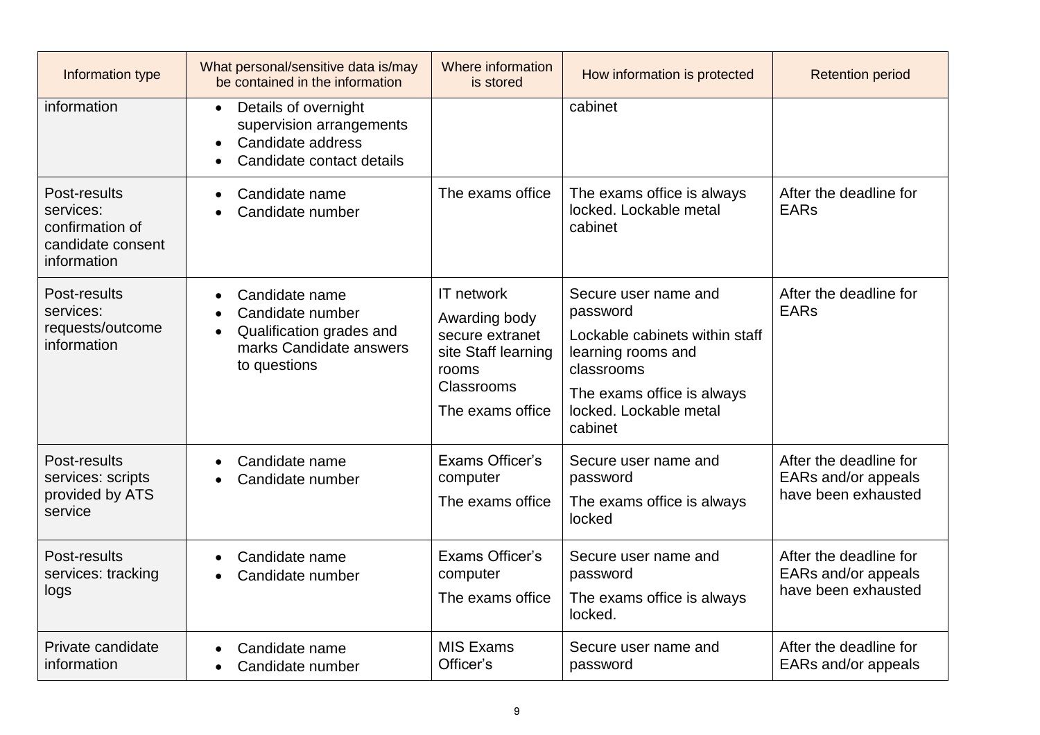| Information type | What personal/sensitive data is/may be contained in the information | Where information is stored | How information is protected | Retention period |
|---|---|---|---|---|
| information | • Details of overnight supervision arrangements<br>• Candidate address<br>• Candidate contact details | | cabinet | |
| Post-results services: confirmation of candidate consent information | • Candidate name<br>• Candidate number | The exams office | The exams office is always locked. Lockable metal cabinet | After the deadline for EARs |
| Post-results services: requests/outcome information | • Candidate name<br>• Candidate number<br>• Qualification grades and marks Candidate answers to questions | IT network<br>Awarding body secure extranet site Staff learning rooms<br>Classrooms<br>The exams office | Secure user name and password<br>Lockable cabinets within staff learning rooms and classrooms<br>The exams office is always locked. Lockable metal cabinet | After the deadline for EARs |
| Post-results services: scripts provided by ATS service | • Candidate name<br>• Candidate number | Exams Officer's computer<br>The exams office | Secure user name and password<br>The exams office is always locked | After the deadline for EARs and/or appeals have been exhausted |
| Post-results services: tracking logs | • Candidate name<br>• Candidate number | Exams Officer's computer<br>The exams office | Secure user name and password<br>The exams office is always locked. | After the deadline for EARs and/or appeals have been exhausted |
| Private candidate information | • Candidate name<br>• Candidate number | MIS Exams Officer's | Secure user name and password | After the deadline for EARs and/or appeals |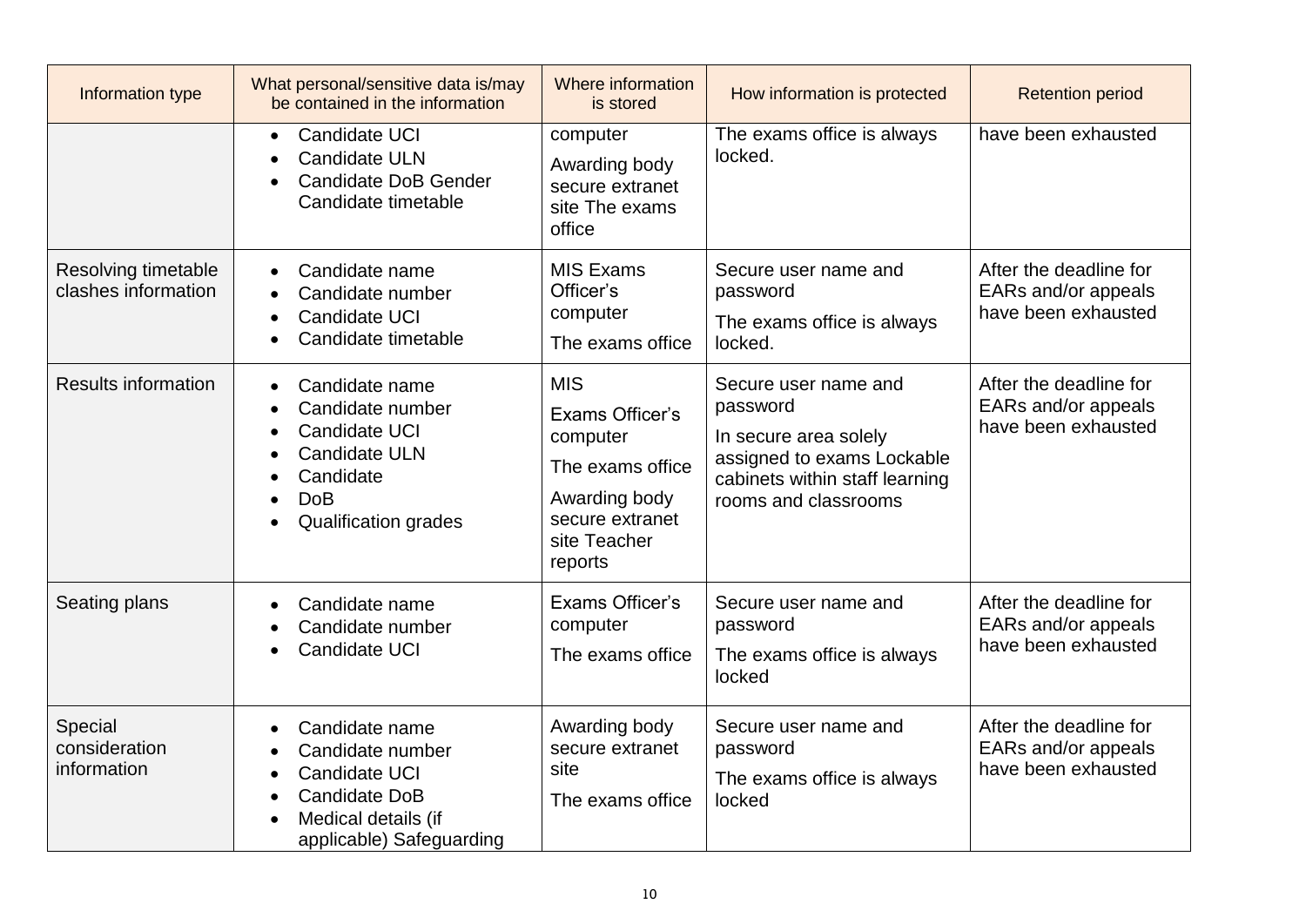| Information type | What personal/sensitive data is/may be contained in the information | Where information is stored | How information is protected | Retention period |
|---|---|---|---|---|
| | • Candidate UCI<br>• Candidate ULN<br>• Candidate DoB Gender Candidate timetable | computer<br>Awarding body secure extranet site The exams office | The exams office is always locked. | have been exhausted |
| Resolving timetable clashes information | • Candidate name<br>• Candidate number<br>• Candidate UCI<br>• Candidate timetable | MIS Exams Officer's computer<br>The exams office | Secure user name and password<br>The exams office is always locked. | After the deadline for EARs and/or appeals have been exhausted |
| Results information | • Candidate name<br>• Candidate number<br>• Candidate UCI<br>• Candidate ULN<br>• Candidate<br>• DoB<br>• Qualification grades | MIS<br>Exams Officer's computer<br>The exams office<br>Awarding body secure extranet site Teacher reports | Secure user name and password<br>In secure area solely assigned to exams Lockable cabinets within staff learning rooms and classrooms | After the deadline for EARs and/or appeals have been exhausted |
| Seating plans | • Candidate name<br>• Candidate number<br>• Candidate UCI | Exams Officer's computer<br>The exams office | Secure user name and password<br>The exams office is always locked | After the deadline for EARs and/or appeals have been exhausted |
| Special consideration information | • Candidate name<br>• Candidate number<br>• Candidate UCI<br>• Candidate DoB<br>• Medical details (if applicable) Safeguarding | Awarding body secure extranet site<br>The exams office | Secure user name and password<br>The exams office is always locked | After the deadline for EARs and/or appeals have been exhausted |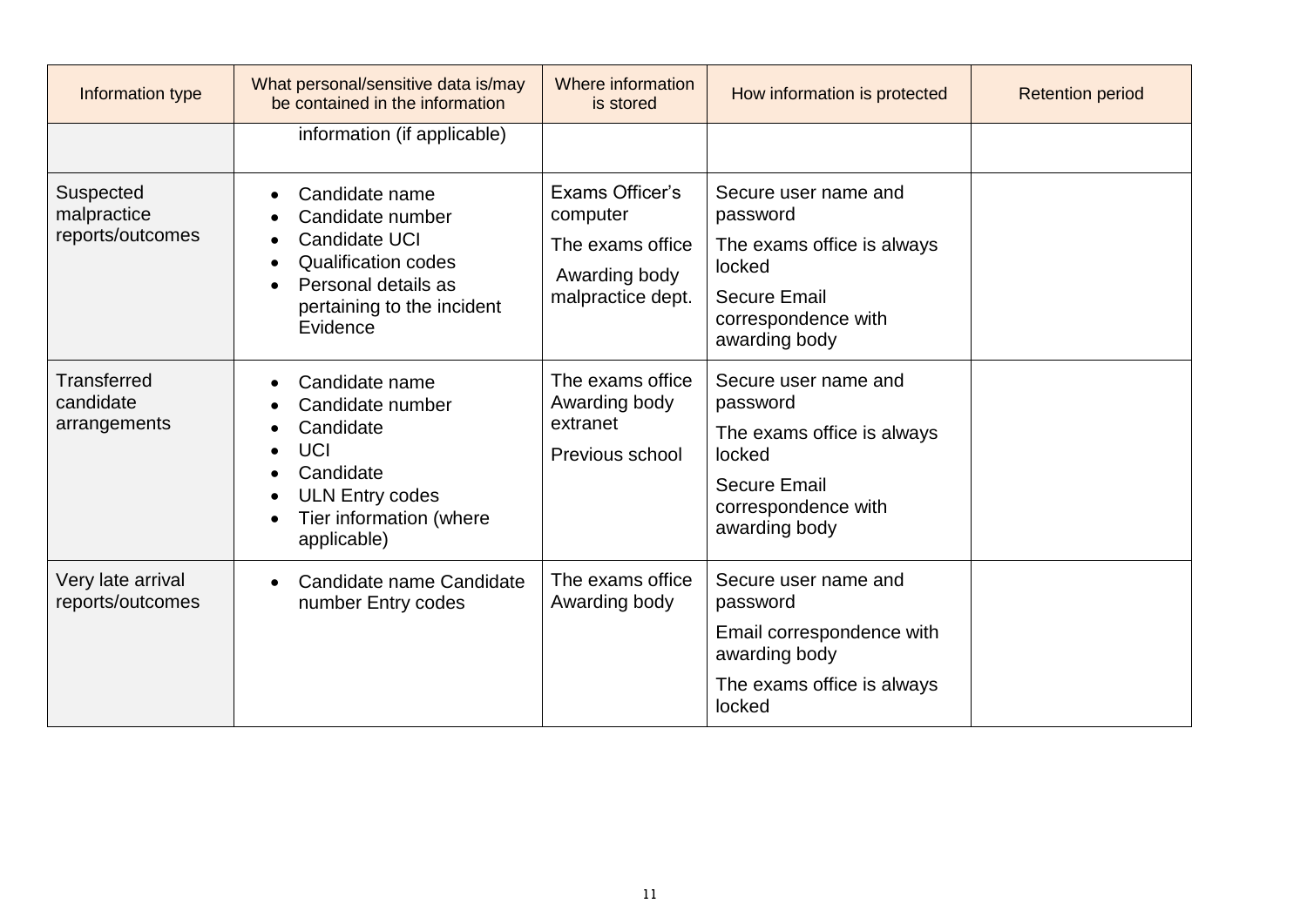| Information type | What personal/sensitive data is/may be contained in the information | Where information is stored | How information is protected | Retention period |
|---|---|---|---|---|
| | information (if applicable) | | | |
| Suspected malpractice reports/outcomes | • Candidate name<br>• Candidate number<br>• Candidate UCI<br>• Qualification codes<br>• Personal details as pertaining to the incident Evidence | Exams Officer's computer<br>The exams office<br>Awarding body malpractice dept. | Secure user name and password<br>The exams office is always locked<br>Secure Email correspondence with awarding body | |
| Transferred candidate arrangements | • Candidate name<br>• Candidate number<br>• Candidate<br>• UCI<br>• Candidate<br>• ULN Entry codes<br>• Tier information (where applicable) | The exams office Awarding body extranet<br>Previous school | Secure user name and password<br>The exams office is always locked<br>Secure Email correspondence with awarding body | |
| Very late arrival reports/outcomes | • Candidate name Candidate number Entry codes | The exams office Awarding body | Secure user name and password<br>Email correspondence with awarding body<br>The exams office is always locked | |